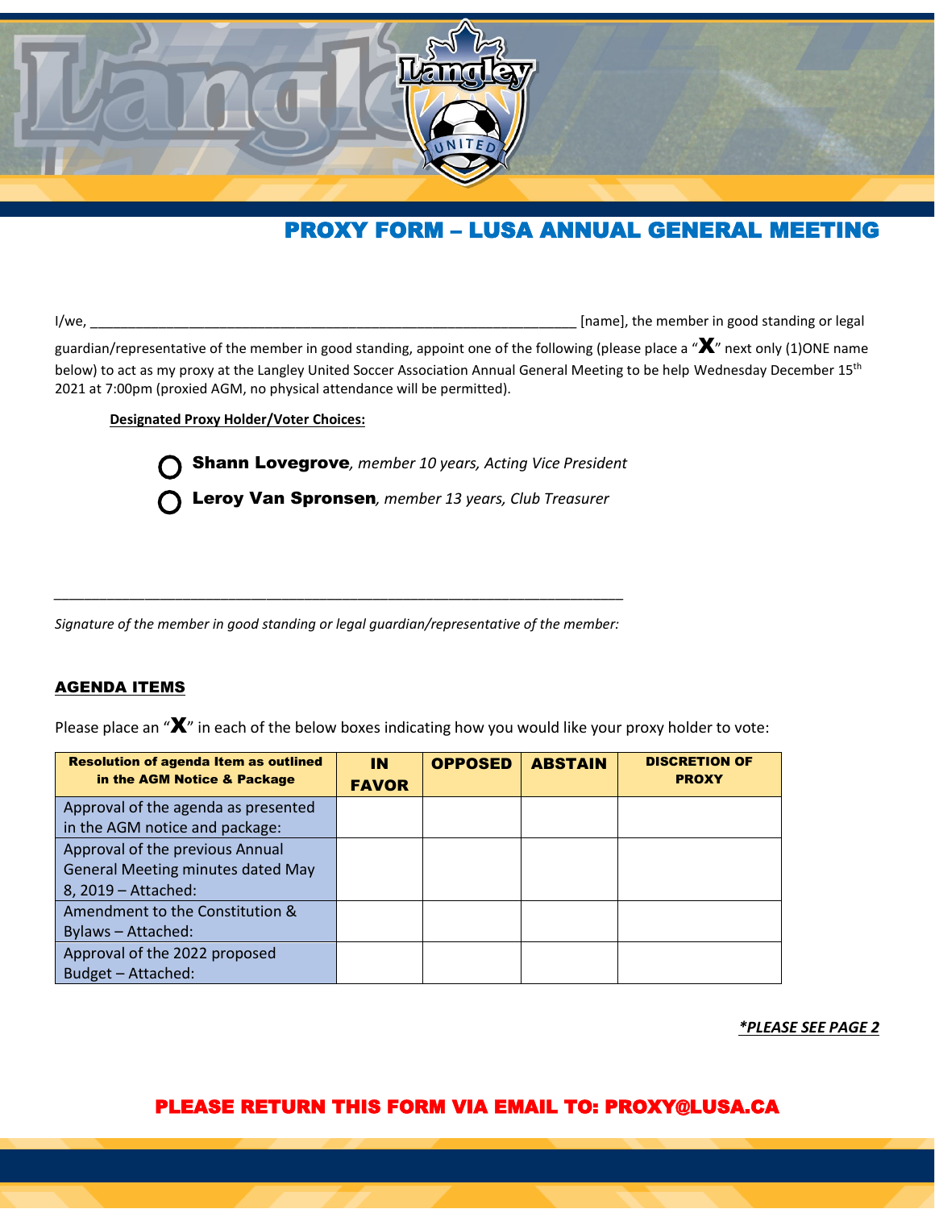# PROXY FORM – LUSA ANNUAL GENERAL MEETING

I/we, ________________________________________________________________ [name], the member in good standing or legal guardian/representative of the member in good standing, appoint one of the following (please place a "**X**" next only (1)ONE name below) to act as my proxy at the Langley United Soccer Association Annual General Meeting to be help Wednesday December 15th 2021 at 7:00pm (proxied AGM, no physical attendance will be permitted).

**Designated Proxy Holder/Voter Choices:**

- ◯ **Shann Lovegrove**, *member 10 years, Acting Vice President*
- ◯ **Leroy Van Spronsen**, *member 13 years, Club Treasurer*

___________________________________________________________________________

*Signature of the member in good standing or legal guardian/representative of the member:*

## AGENDA ITEMS

Please place an "**X**" in each of the below boxes indicating how you would like your proxy holder to vote:

| Resolution of agenda Item as outlined in the AGM Notice & Package | IN FAVOR | OPPOSED | ABSTAIN | DISCRETION OF PROXY |
|---|---|---|---|---|
| Approval of the agenda as presented in the AGM notice and package: | | | | |
| Approval of the previous Annual General Meeting minutes dated May 8, 2019 – Attached: | | | | |
| Amendment to the Constitution & Bylaws – Attached: | | | | |
| Approval of the 2022 proposed Budget – Attached: | | | | |

***PLEASE SEE PAGE 2**

**PLEASE RETURN THIS FORM VIA EMAIL TO: PROXY@LUSA.CA**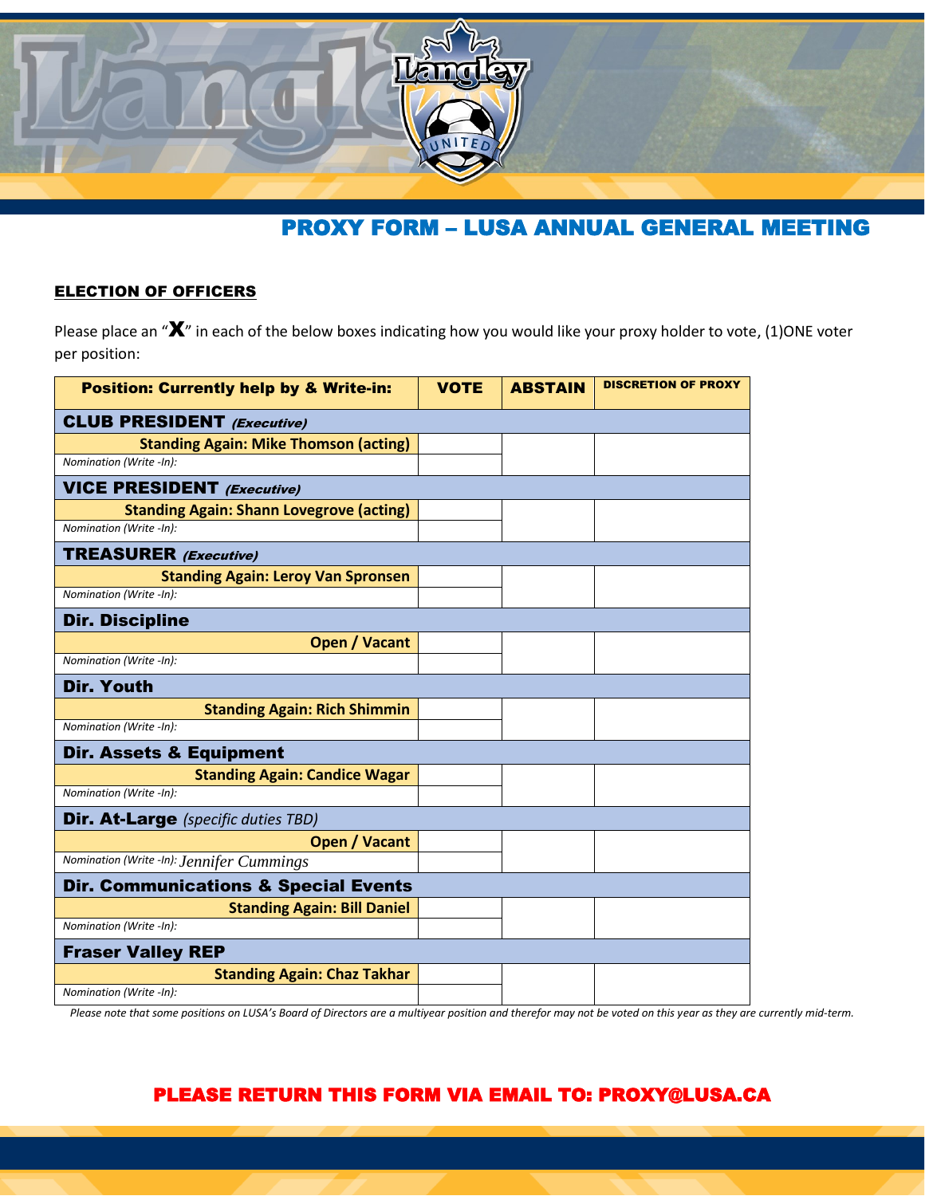## PROXY FORM – LUSA ANNUAL GENERAL MEETING

**ELECTION OF OFFICERS**

Please place an "**X**" in each of the below boxes indicating how you would like your proxy holder to vote, (1)ONE voter per position:

| Position: Currently help by & Write-in: | VOTE | ABSTAIN | DISCRETION OF PROXY |
|---|---|---|---|
| **CLUB PRESIDENT** ***(Executive)*** | | | |
| **Standing Again: Mike Thomson (acting)** | | | |
| *Nomination (Write -In):* | | | |
| **VICE PRESIDENT** ***(Executive)*** | | | |
| **Standing Again: Shann Lovegrove (acting)** | | | |
| *Nomination (Write -In):* | | | |
| **TREASURER** ***(Executive)*** | | | |
| **Standing Again: Leroy Van Spronsen** | | | |
| *Nomination (Write -In):* | | | |
| **Dir. Discipline** | | | |
| **Open / Vacant** | | | |
| *Nomination (Write -In):* | | | |
| **Dir. Youth** | | | |
| **Standing Again: Rich Shimmin** | | | |
| *Nomination (Write -In):* | | | |
| **Dir. Assets & Equipment** | | | |
| **Standing Again: Candice Wagar** | | | |
| *Nomination (Write -In):* | | | |
| **Dir. At-Large** *(specific duties TBD)* | | | |
| **Open / Vacant** | | | |
| *Nomination (Write -In):* Jennifer Cummings | | | |
| **Dir. Communications & Special Events** | | | |
| **Standing Again: Bill Daniel** | | | |
| *Nomination (Write -In):* | | | |
| **Fraser Valley REP** | | | |
| **Standing Again: Chaz Takhar** | | | |
| *Nomination (Write -In):* | | | |

*Please note that some positions on LUSA's Board of Directors are a multiyear position and therefor may not be voted on this year as they are currently mid-term.*

**PLEASE RETURN THIS FORM VIA EMAIL TO: PROXY@LUSA.CA**